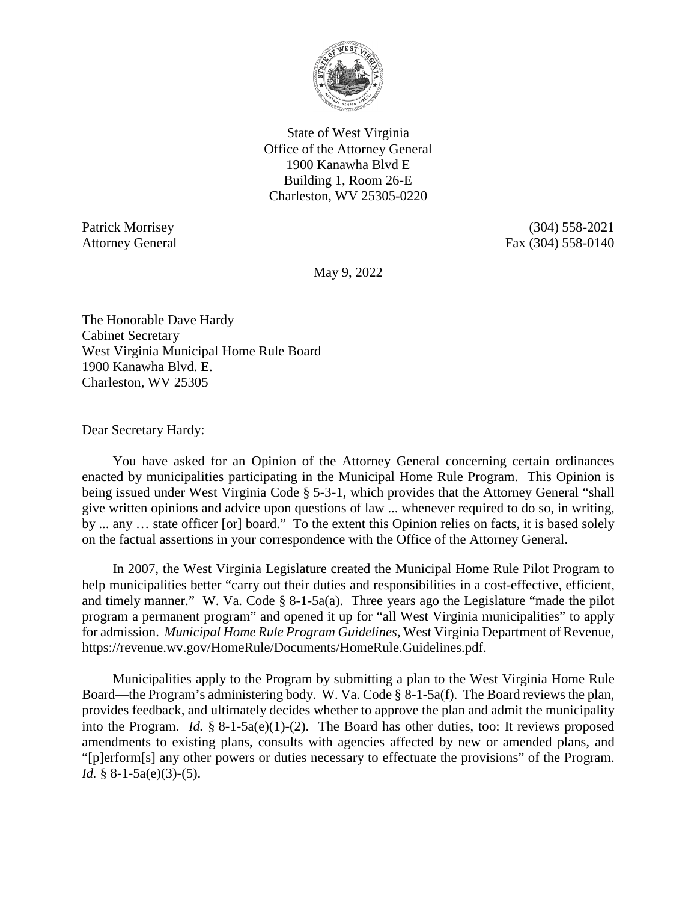State of West Virginia
Office of the Attorney General
1900 Kanawha Blvd E
Building 1, Room 26-E
Charleston, WV 25305-0220

Patrick Morrisey
Attorney General

(304) 558-2021
Fax (304) 558-0140

May 9, 2022

The Honorable Dave Hardy
Cabinet Secretary
West Virginia Municipal Home Rule Board
1900 Kanawha Blvd. E.
Charleston, WV 25305

Dear Secretary Hardy:

You have asked for an Opinion of the Attorney General concerning certain ordinances enacted by municipalities participating in the Municipal Home Rule Program. This Opinion is being issued under West Virginia Code § 5-3-1, which provides that the Attorney General "shall give written opinions and advice upon questions of law ... whenever required to do so, in writing, by ... any … state officer [or] board." To the extent this Opinion relies on facts, it is based solely on the factual assertions in your correspondence with the Office of the Attorney General.

In 2007, the West Virginia Legislature created the Municipal Home Rule Pilot Program to help municipalities better "carry out their duties and responsibilities in a cost-effective, efficient, and timely manner." W. Va. Code § 8-1-5a(a). Three years ago the Legislature "made the pilot program a permanent program" and opened it up for "all West Virginia municipalities" to apply for admission. *Municipal Home Rule Program Guidelines*, West Virginia Department of Revenue, https://revenue.wv.gov/HomeRule/Documents/HomeRule.Guidelines.pdf.

Municipalities apply to the Program by submitting a plan to the West Virginia Home Rule Board—the Program's administering body. W. Va. Code § 8-1-5a(f). The Board reviews the plan, provides feedback, and ultimately decides whether to approve the plan and admit the municipality into the Program. *Id.* § 8-1-5a(e)(1)-(2). The Board has other duties, too: It reviews proposed amendments to existing plans, consults with agencies affected by new or amended plans, and "[p]erform[s] any other powers or duties necessary to effectuate the provisions" of the Program. *Id.* § 8-1-5a(e)(3)-(5).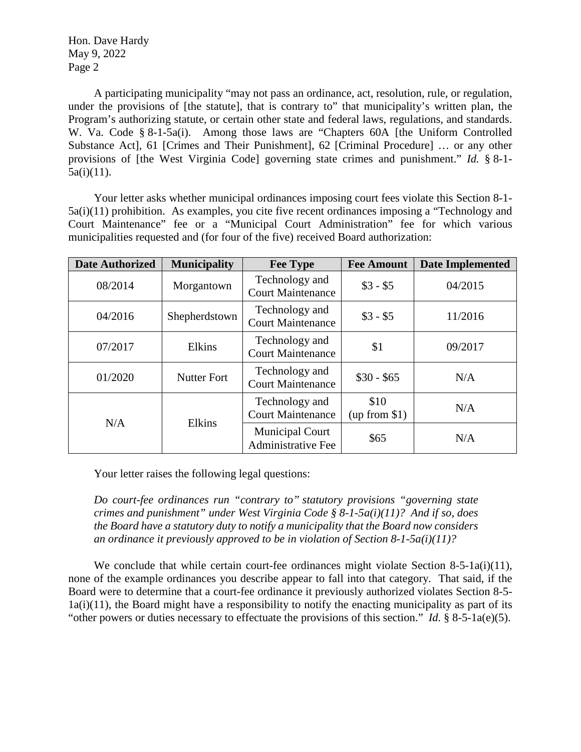A participating municipality "may not pass an ordinance, act, resolution, rule, or regulation, under the provisions of [the statute], that is contrary to" that municipality's written plan, the Program's authorizing statute, or certain other state and federal laws, regulations, and standards. W. Va. Code § 8-1-5a(i). Among those laws are "Chapters 60A [the Uniform Controlled Substance Act], 61 [Crimes and Their Punishment], 62 [Criminal Procedure] … or any other provisions of [the West Virginia Code] governing state crimes and punishment." *Id.* § 8-1-5a(i)(11).

Your letter asks whether municipal ordinances imposing court fees violate this Section 8-1-5a(i)(11) prohibition. As examples, you cite five recent ordinances imposing a "Technology and Court Maintenance" fee or a "Municipal Court Administration" fee for which various municipalities requested and (for four of the five) received Board authorization:

| Date Authorized | Municipality | Fee Type | Fee Amount | Date Implemented |
|---|---|---|---|---|
| 08/2014 | Morgantown | Technology and Court Maintenance | $3 - $5 | 04/2015 |
| 04/2016 | Shepherdstown | Technology and Court Maintenance | $3 - $5 | 11/2016 |
| 07/2017 | Elkins | Technology and Court Maintenance | $1 | 09/2017 |
| 01/2020 | Nutter Fort | Technology and Court Maintenance | $30 - $65 | N/A |
| N/A | Elkins | Technology and Court Maintenance | $10 (up from $1) | N/A |
| | | Municipal Court Administrative Fee | $65 | N/A |

Your letter raises the following legal questions:

*Do court-fee ordinances run "contrary to" statutory provisions "governing state crimes and punishment" under West Virginia Code § 8-1-5a(i)(11)? And if so, does the Board have a statutory duty to notify a municipality that the Board now considers an ordinance it previously approved to be in violation of Section 8-1-5a(i)(11)?*

We conclude that while certain court-fee ordinances might violate Section 8-5-1a(i)(11), none of the example ordinances you describe appear to fall into that category. That said, if the Board were to determine that a court-fee ordinance it previously authorized violates Section 8-5-1a(i)(11), the Board might have a responsibility to notify the enacting municipality as part of its "other powers or duties necessary to effectuate the provisions of this section." *Id.* § 8-5-1a(e)(5).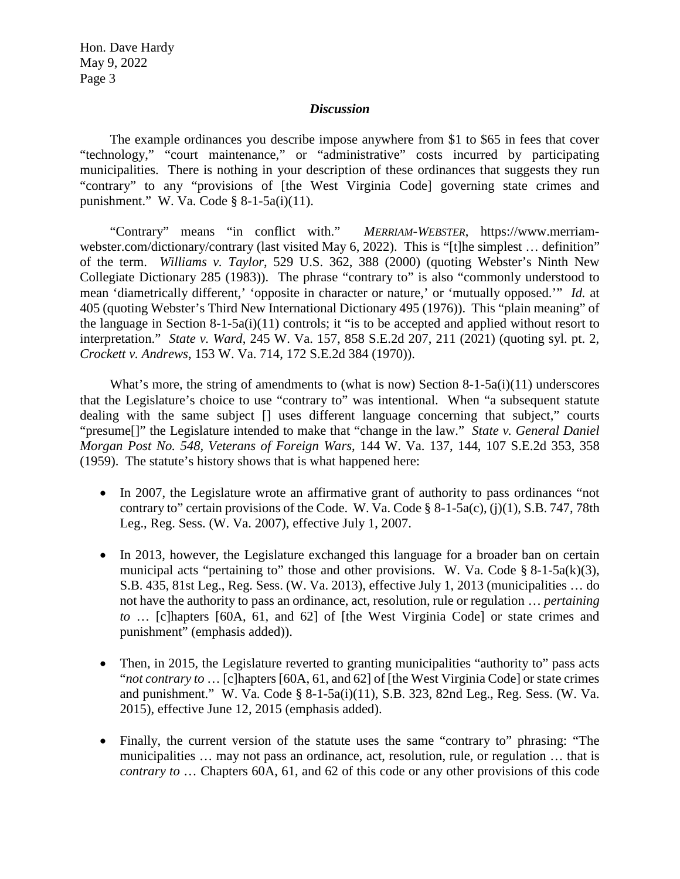### *Discussion*

The example ordinances you describe impose anywhere from $1 to $65 in fees that cover "technology," "court maintenance," or "administrative" costs incurred by participating municipalities. There is nothing in your description of these ordinances that suggests they run "contrary" to any "provisions of [the West Virginia Code] governing state crimes and punishment." W. Va. Code § 8-1-5a(i)(11).

"Contrary" means "in conflict with." *MERRIAM-WEBSTER*, https://www.merriam-webster.com/dictionary/contrary (last visited May 6, 2022). This is "[t]he simplest … definition" of the term. *Williams v. Taylor*, 529 U.S. 362, 388 (2000) (quoting Webster's Ninth New Collegiate Dictionary 285 (1983)). The phrase "contrary to" is also "commonly understood to mean 'diametrically different,' 'opposite in character or nature,' or 'mutually opposed.'" *Id.* at 405 (quoting Webster's Third New International Dictionary 495 (1976)). This "plain meaning" of the language in Section 8-1-5a(i)(11) controls; it "is to be accepted and applied without resort to interpretation." *State v. Ward*, 245 W. Va. 157, 858 S.E.2d 207, 211 (2021) (quoting syl. pt. 2, *Crockett v. Andrews*, 153 W. Va. 714, 172 S.E.2d 384 (1970)).

What's more, the string of amendments to (what is now) Section 8-1-5a(i)(11) underscores that the Legislature's choice to use "contrary to" was intentional. When "a subsequent statute dealing with the same subject [] uses different language concerning that subject," courts "presume[]" the Legislature intended to make that "change in the law." *State v. General Daniel Morgan Post No. 548, Veterans of Foreign Wars*, 144 W. Va. 137, 144, 107 S.E.2d 353, 358 (1959). The statute's history shows that is what happened here:

- In 2007, the Legislature wrote an affirmative grant of authority to pass ordinances "not contrary to" certain provisions of the Code. W. Va. Code § 8-1-5a(c), (j)(1), S.B. 747, 78th Leg., Reg. Sess. (W. Va. 2007), effective July 1, 2007.

- In 2013, however, the Legislature exchanged this language for a broader ban on certain municipal acts "pertaining to" those and other provisions. W. Va. Code § 8-1-5a(k)(3), S.B. 435, 81st Leg., Reg. Sess. (W. Va. 2013), effective July 1, 2013 (municipalities … do not have the authority to pass an ordinance, act, resolution, rule or regulation … *pertaining to* … [c]hapters [60A, 61, and 62] of [the West Virginia Code] or state crimes and punishment" (emphasis added)).

- Then, in 2015, the Legislature reverted to granting municipalities "authority to" pass acts "*not contrary to* … [c]hapters [60A, 61, and 62] of [the West Virginia Code] or state crimes and punishment." W. Va. Code § 8-1-5a(i)(11), S.B. 323, 82nd Leg., Reg. Sess. (W. Va. 2015), effective June 12, 2015 (emphasis added).

- Finally, the current version of the statute uses the same "contrary to" phrasing: "The municipalities … may not pass an ordinance, act, resolution, rule, or regulation … that is *contrary to* … Chapters 60A, 61, and 62 of this code or any other provisions of this code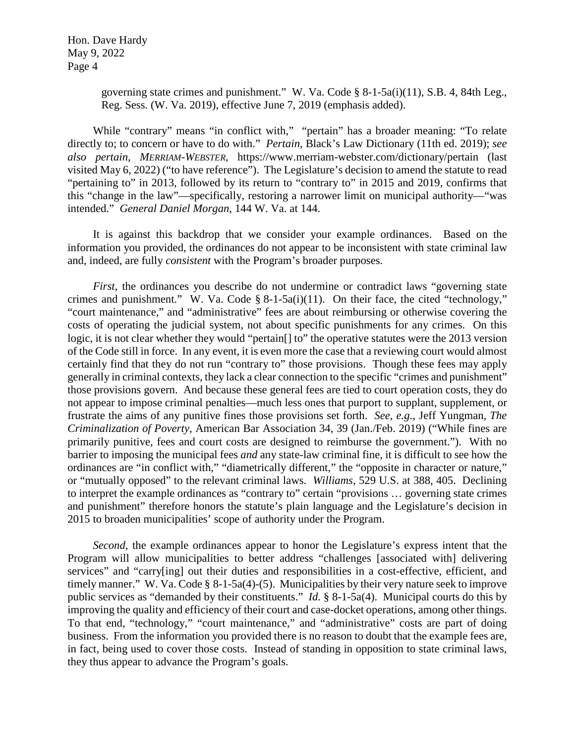governing state crimes and punishment." W. Va. Code § 8-1-5a(i)(11), S.B. 4, 84th Leg., Reg. Sess. (W. Va. 2019), effective June 7, 2019 (emphasis added).

While "contrary" means "in conflict with," "pertain" has a broader meaning: "To relate directly to; to concern or have to do with." *Pertain*, Black's Law Dictionary (11th ed. 2019); *see also pertain*, *MERRIAM-WEBSTER*, https://www.merriam-webster.com/dictionary/pertain (last visited May 6, 2022) ("to have reference"). The Legislature's decision to amend the statute to read "pertaining to" in 2013, followed by its return to "contrary to" in 2015 and 2019, confirms that this "change in the law"—specifically, restoring a narrower limit on municipal authority—"was intended." *General Daniel Morgan*, 144 W. Va. at 144.

It is against this backdrop that we consider your example ordinances. Based on the information you provided, the ordinances do not appear to be inconsistent with state criminal law and, indeed, are fully *consistent* with the Program's broader purposes.

*First*, the ordinances you describe do not undermine or contradict laws "governing state crimes and punishment." W. Va. Code § 8-1-5a(i)(11). On their face, the cited "technology," "court maintenance," and "administrative" fees are about reimbursing or otherwise covering the costs of operating the judicial system, not about specific punishments for any crimes. On this logic, it is not clear whether they would "pertain[] to" the operative statutes were the 2013 version of the Code still in force. In any event, it is even more the case that a reviewing court would almost certainly find that they do not run "contrary to" those provisions. Though these fees may apply generally in criminal contexts, they lack a clear connection to the specific "crimes and punishment" those provisions govern. And because these general fees are tied to court operation costs, they do not appear to impose criminal penalties—much less ones that purport to supplant, supplement, or frustrate the aims of any punitive fines those provisions set forth. *See*, *e.g.*, Jeff Yungman, *The Criminalization of Poverty*, American Bar Association 34, 39 (Jan./Feb. 2019) ("While fines are primarily punitive, fees and court costs are designed to reimburse the government."). With no barrier to imposing the municipal fees *and* any state-law criminal fine, it is difficult to see how the ordinances are "in conflict with," "diametrically different," the "opposite in character or nature," or "mutually opposed" to the relevant criminal laws. *Williams*, 529 U.S. at 388, 405. Declining to interpret the example ordinances as "contrary to" certain "provisions … governing state crimes and punishment" therefore honors the statute's plain language and the Legislature's decision in 2015 to broaden municipalities' scope of authority under the Program.

*Second*, the example ordinances appear to honor the Legislature's express intent that the Program will allow municipalities to better address "challenges [associated with] delivering services" and "carry[ing] out their duties and responsibilities in a cost-effective, efficient, and timely manner." W. Va. Code § 8-1-5a(4)-(5). Municipalities by their very nature seek to improve public services as "demanded by their constituents." *Id.* § 8-1-5a(4). Municipal courts do this by improving the quality and efficiency of their court and case-docket operations, among other things. To that end, "technology," "court maintenance," and "administrative" costs are part of doing business. From the information you provided there is no reason to doubt that the example fees are, in fact, being used to cover those costs. Instead of standing in opposition to state criminal laws, they thus appear to advance the Program's goals.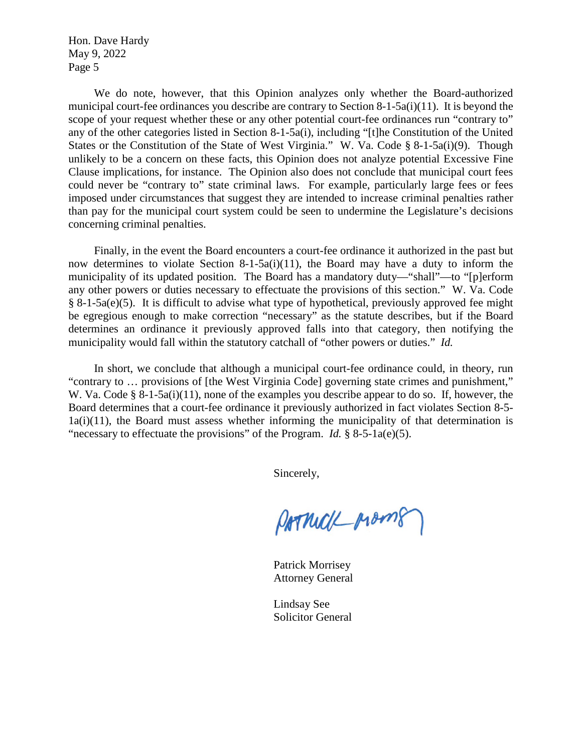We do note, however, that this Opinion analyzes only whether the Board-authorized municipal court-fee ordinances you describe are contrary to Section 8-1-5a(i)(11). It is beyond the scope of your request whether these or any other potential court-fee ordinances run "contrary to" any of the other categories listed in Section 8-1-5a(i), including "[t]he Constitution of the United States or the Constitution of the State of West Virginia." W. Va. Code § 8-1-5a(i)(9). Though unlikely to be a concern on these facts, this Opinion does not analyze potential Excessive Fine Clause implications, for instance. The Opinion also does not conclude that municipal court fees could never be "contrary to" state criminal laws. For example, particularly large fees or fees imposed under circumstances that suggest they are intended to increase criminal penalties rather than pay for the municipal court system could be seen to undermine the Legislature's decisions concerning criminal penalties.

Finally, in the event the Board encounters a court-fee ordinance it authorized in the past but now determines to violate Section 8-1-5a(i)(11), the Board may have a duty to inform the municipality of its updated position. The Board has a mandatory duty—"shall"—to "[p]erform any other powers or duties necessary to effectuate the provisions of this section." W. Va. Code § 8-1-5a(e)(5). It is difficult to advise what type of hypothetical, previously approved fee might be egregious enough to make correction "necessary" as the statute describes, but if the Board determines an ordinance it previously approved falls into that category, then notifying the municipality would fall within the statutory catchall of "other powers or duties." *Id.*

In short, we conclude that although a municipal court-fee ordinance could, in theory, run "contrary to … provisions of [the West Virginia Code] governing state crimes and punishment," W. Va. Code § 8-1-5a(i)(11), none of the examples you describe appear to do so. If, however, the Board determines that a court-fee ordinance it previously authorized in fact violates Section 8-5-1a(i)(11), the Board must assess whether informing the municipality of that determination is "necessary to effectuate the provisions" of the Program. *Id.* § 8-5-1a(e)(5).

Sincerely,

Patrick Morrisey
Attorney General

Lindsay See
Solicitor General